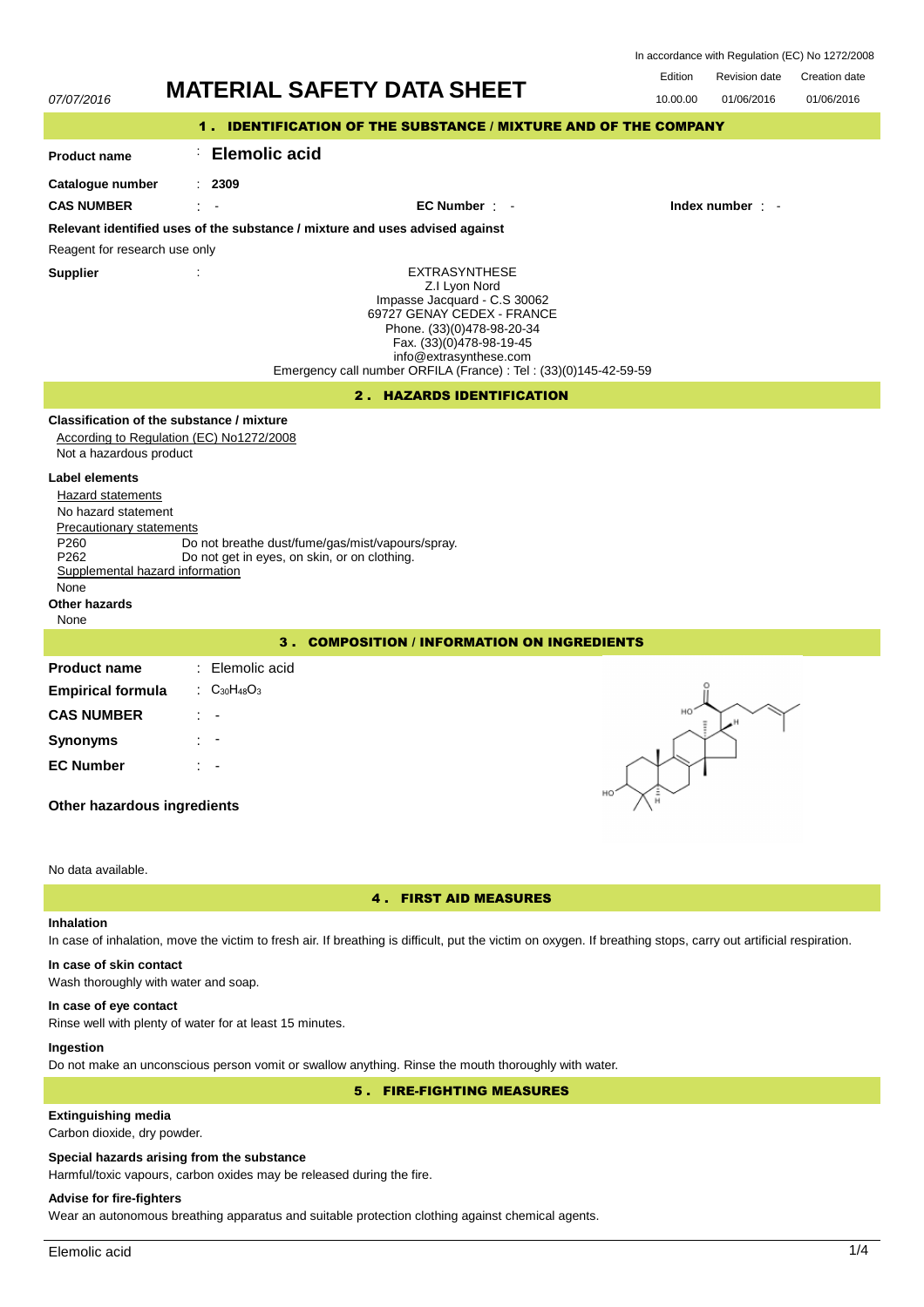In accordance with Regulation (EC) No 1272/2008

| 07/07/2016 | MATERIAL SAFETY DATA SHEET | Edition | Revision date | Creation date |
|---|---|---|---|---|
| | | 10.00.00 | 01/06/2016 | 01/06/2016 |

## 1 . IDENTIFICATION OF THE SUBSTANCE / MIXTURE AND OF THE COMPANY

**Product name** : **Elemolic acid**

**Catalogue number** : **2309**

**CAS NUMBER** : - **EC Number** : - **Index number** : -

**Relevant identified uses of the substance / mixture and uses advised against**

Reagent for research use only

**Supplier** :

EXTRASYNTHESE
Z.I Lyon Nord
Impasse Jacquard - C.S 30062
69727 GENAY CEDEX - FRANCE
Phone. (33)(0)478-98-20-34
Fax. (33)(0)478-98-19-45
info@extrasynthese.com
Emergency call number ORFILA (France) : Tel : (33)(0)145-42-59-59

## 2 . HAZARDS IDENTIFICATION

**Classification of the substance / mixture**

According to Regulation (EC) No1272/2008

Not a hazardous product

**Label elements**

Hazard statements

No hazard statement

Precautionary statements

P260 Do not breathe dust/fume/gas/mist/vapours/spray.
P262 Do not get in eyes, on skin, or on clothing.

Supplemental hazard information

None

**Other hazards**

None

## 3 . COMPOSITION / INFORMATION ON INGREDIENTS

**Product name** : Elemolic acid

**Empirical formula** : $C_{30}H_{48}O_3$

**CAS NUMBER** : -

**Synonyms** : -

**EC Number** : -

**Other hazardous ingredients**

No data available.

## 4 . FIRST AID MEASURES

**Inhalation**

In case of inhalation, move the victim to fresh air. If breathing is difficult, put the victim on oxygen. If breathing stops, carry out artificial respiration.

**In case of skin contact**

Wash thoroughly with water and soap.

**In case of eye contact**

Rinse well with plenty of water for at least 15 minutes.

**Ingestion**

Do not make an unconscious person vomit or swallow anything. Rinse the mouth thoroughly with water.

## 5 . FIRE-FIGHTING MEASURES

**Extinguishing media**

Carbon dioxide, dry powder.

**Special hazards arising from the substance**

Harmful/toxic vapours, carbon oxides may be released during the fire.

**Advise for fire-fighters**

Wear an autonomous breathing apparatus and suitable protection clothing against chemical agents.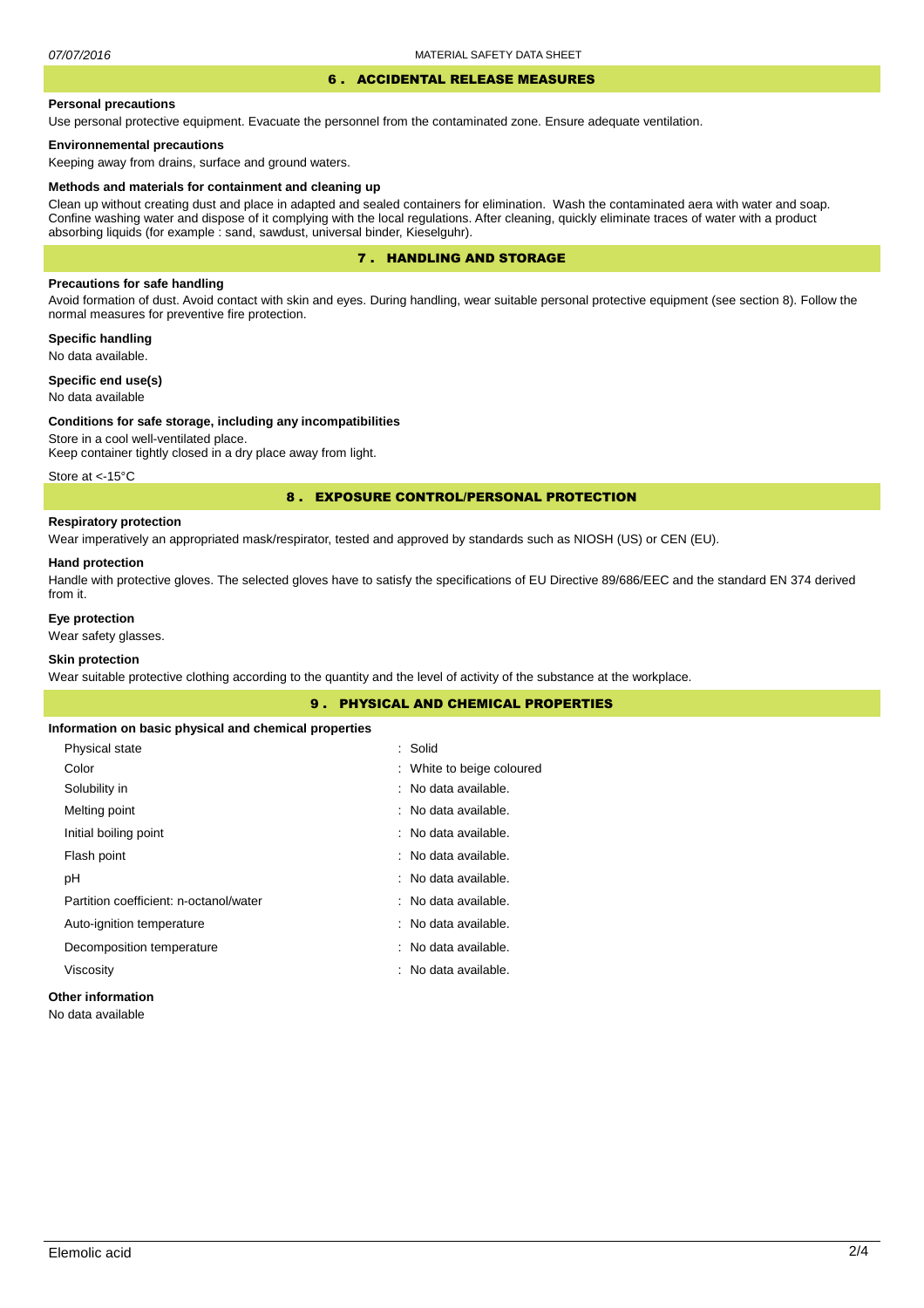## 6 . ACCIDENTAL RELEASE MEASURES

**Personal precautions**

Use personal protective equipment. Evacuate the personnel from the contaminated zone. Ensure adequate ventilation.

**Environnemental precautions**

Keeping away from drains, surface and ground waters.

**Methods and materials for containment and cleaning up**

Clean up without creating dust and place in adapted and sealed containers for elimination. Wash the contaminated aera with water and soap. Confine washing water and dispose of it complying with the local regulations. After cleaning, quickly eliminate traces of water with a product absorbing liquids (for example : sand, sawdust, universal binder, Kieselguhr).

## 7 . HANDLING AND STORAGE

**Precautions for safe handling**

Avoid formation of dust. Avoid contact with skin and eyes. During handling, wear suitable personal protective equipment (see section 8). Follow the normal measures for preventive fire protection.

**Specific handling**

No data available.

**Specific end use(s)**

No data available

**Conditions for safe storage, including any incompatibilities**

Store in a cool well-ventilated place.
Keep container tightly closed in a dry place away from light.

Store at <-15°C

## 8 . EXPOSURE CONTROL/PERSONAL PROTECTION

**Respiratory protection**

Wear imperatively an appropriated mask/respirator, tested and approved by standards such as NIOSH (US) or CEN (EU).

**Hand protection**

Handle with protective gloves. The selected gloves have to satisfy the specifications of EU Directive 89/686/EEC and the standard EN 374 derived from it.

**Eye protection**

Wear safety glasses.

**Skin protection**

Wear suitable protective clothing according to the quantity and the level of activity of the substance at the workplace.

## 9 . PHYSICAL AND CHEMICAL PROPERTIES

**Information on basic physical and chemical properties**

| | |
|---|---|
| Physical state | : Solid |
| Color | : White to beige coloured |
| Solubility in | : No data available. |
| Melting point | : No data available. |
| Initial boiling point | : No data available. |
| Flash point | : No data available. |
| pH | : No data available. |
| Partition coefficient: n-octanol/water | : No data available. |
| Auto-ignition temperature | : No data available. |
| Decomposition temperature | : No data available. |
| Viscosity | : No data available. |

**Other information**

No data available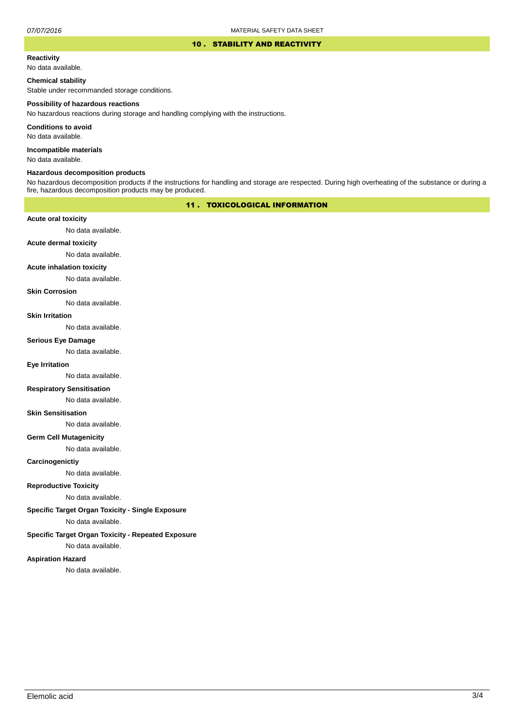## 10 . STABILITY AND REACTIVITY

**Reactivity**

No data available.

**Chemical stability**

Stable under recommanded storage conditions.

**Possibility of hazardous reactions**

No hazardous reactions during storage and handling complying with the instructions.

**Conditions to avoid**

No data available.

**Incompatible materials**

No data available.

**Hazardous decomposition products**

No hazardous decomposition products if the instructions for handling and storage are respected. During high overheating of the substance or during a fire, hazardous decomposition products may be produced.

## 11 . TOXICOLOGICAL INFORMATION

**Acute oral toxicity**

No data available.

**Acute dermal toxicity**

No data available.

**Acute inhalation toxicity**

No data available.

**Skin Corrosion**

No data available.

**Skin Irritation**

No data available.

**Serious Eye Damage**

No data available.

**Eye Irritation**

No data available.

**Respiratory Sensitisation**

No data available.

**Skin Sensitisation**

No data available.

**Germ Cell Mutagenicity**

No data available.

**Carcinogenictiy**

No data available.

**Reproductive Toxicity**

No data available.

**Specific Target Organ Toxicity - Single Exposure**

No data available.

**Specific Target Organ Toxicity - Repeated Exposure**

No data available.

**Aspiration Hazard**

No data available.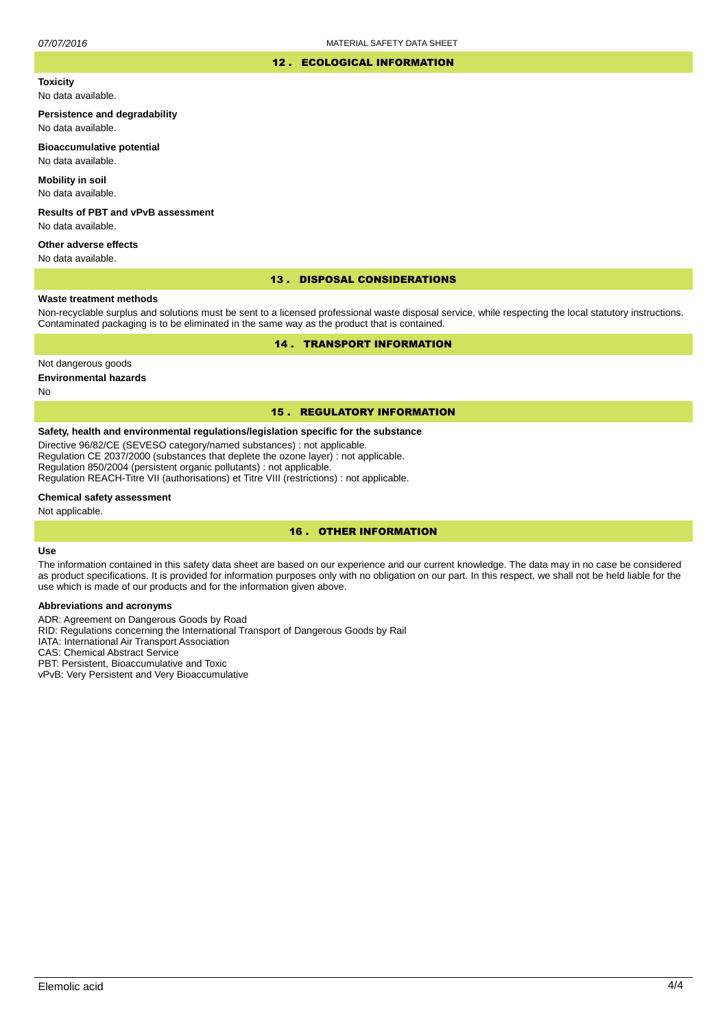## 12 . ECOLOGICAL INFORMATION

**Toxicity**

No data available.

**Persistence and degradability**

No data available.

**Bioaccumulative potential**

No data available.

**Mobility in soil**

No data available.

**Results of PBT and vPvB assessment**

No data available.

**Other adverse effects**

No data available.

## 13 . DISPOSAL CONSIDERATIONS

**Waste treatment methods**

Non-recyclable surplus and solutions must be sent to a licensed professional waste disposal service, while respecting the local statutory instructions. Contaminated packaging is to be eliminated in the same way as the product that is contained.

## 14 . TRANSPORT INFORMATION

Not dangerous goods

**Environmental hazards**

No

## 15 . REGULATORY INFORMATION

**Safety, health and environmental regulations/legislation specific for the substance**

Directive 96/82/CE (SEVESO category/named substances) : not applicable.
Regulation CE 2037/2000 (substances that deplete the ozone layer) : not applicable.
Regulation 850/2004 (persistent organic pollutants) : not applicable.
Regulation REACH-Titre VII (authorisations) et Titre VIII (restrictions) : not applicable.

**Chemical safety assessment**

Not applicable.

## 16 . OTHER INFORMATION

**Use**

The information contained in this safety data sheet are based on our experience and our current knowledge. The data may in no case be considered as product specifications. It is provided for information purposes only with no obligation on our part. In this respect, we shall not be held liable for the use which is made of our products and for the information given above.

**Abbreviations and acronyms**

ADR: Agreement on Dangerous Goods by Road
RID: Regulations concerning the International Transport of Dangerous Goods by Rail
IATA: International Air Transport Association
CAS: Chemical Abstract Service
PBT: Persistent, Bioaccumulative and Toxic
vPvB: Very Persistent and Very Bioaccumulative